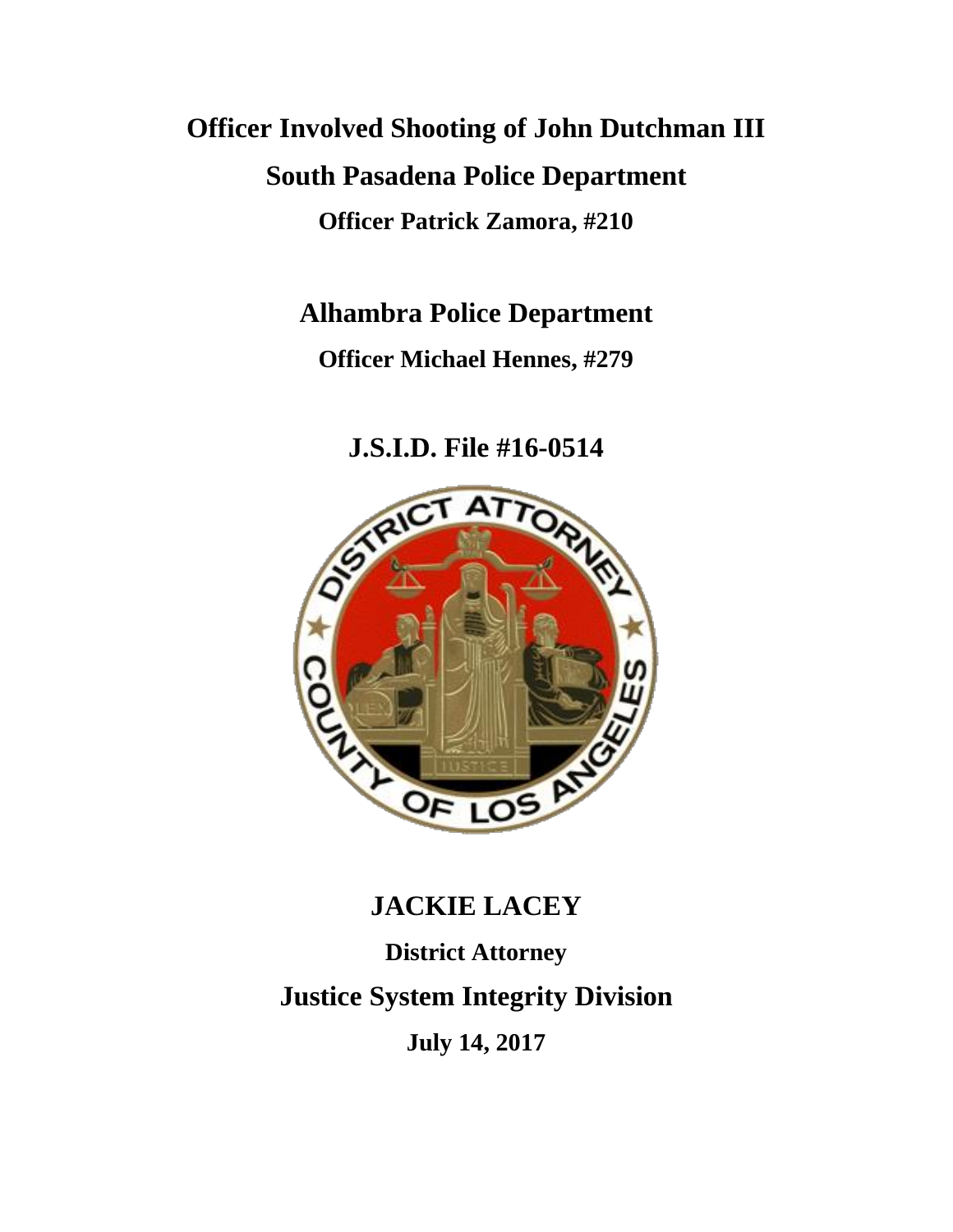# Officer Involved Shooting of John Dutchman III

## South Pasadena Police Department

**Officer Patrick Zamora, #210**

## Alhambra Police Department

**Officer Michael Hennes, #279**

## J.S.I.D. File #16-0514

## JACKIE LACEY

**District Attorney**

## Justice System Integrity Division

**July 14, 2017**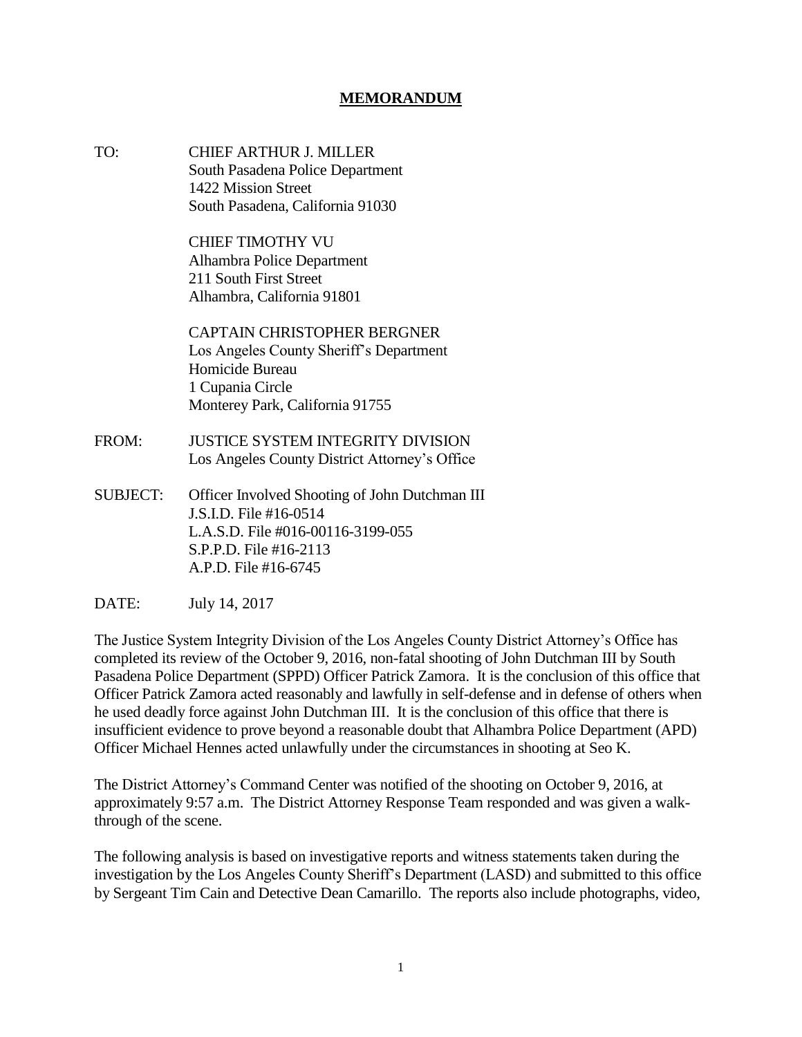# MEMORANDUM

TO: CHIEF ARTHUR J. MILLER
South Pasadena Police Department
1422 Mission Street
South Pasadena, California 91030

CHIEF TIMOTHY VU
Alhambra Police Department
211 South First Street
Alhambra, California 91801

CAPTAIN CHRISTOPHER BERGNER
Los Angeles County Sheriff's Department
Homicide Bureau
1 Cupania Circle
Monterey Park, California 91755

FROM: JUSTICE SYSTEM INTEGRITY DIVISION
Los Angeles County District Attorney's Office

SUBJECT: Officer Involved Shooting of John Dutchman III
J.S.I.D. File #16-0514
L.A.S.D. File #016-00116-3199-055
S.P.P.D. File #16-2113
A.P.D. File #16-6745

DATE: July 14, 2017

The Justice System Integrity Division of the Los Angeles County District Attorney's Office has completed its review of the October 9, 2016, non-fatal shooting of John Dutchman III by South Pasadena Police Department (SPPD) Officer Patrick Zamora. It is the conclusion of this office that Officer Patrick Zamora acted reasonably and lawfully in self-defense and in defense of others when he used deadly force against John Dutchman III. It is the conclusion of this office that there is insufficient evidence to prove beyond a reasonable doubt that Alhambra Police Department (APD) Officer Michael Hennes acted unlawfully under the circumstances in shooting at Seo K.

The District Attorney's Command Center was notified of the shooting on October 9, 2016, at approximately 9:57 a.m. The District Attorney Response Team responded and was given a walk-through of the scene.

The following analysis is based on investigative reports and witness statements taken during the investigation by the Los Angeles County Sheriff's Department (LASD) and submitted to this office by Sergeant Tim Cain and Detective Dean Camarillo. The reports also include photographs, video,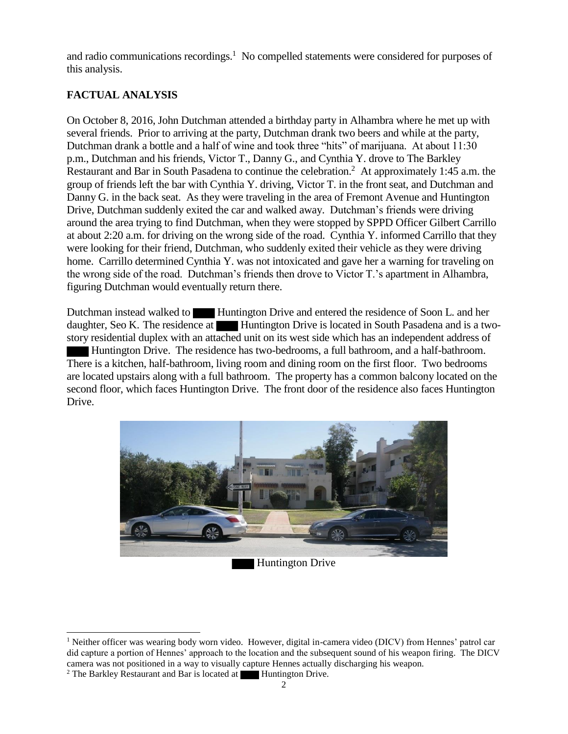and radio communications recordings.[1] No compelled statements were considered for purposes of this analysis.

## FACTUAL ANALYSIS

On October 8, 2016, John Dutchman attended a birthday party in Alhambra where he met up with several friends. Prior to arriving at the party, Dutchman drank two beers and while at the party, Dutchman drank a bottle and a half of wine and took three "hits" of marijuana. At about 11:30 p.m., Dutchman and his friends, Victor T., Danny G., and Cynthia Y. drove to The Barkley Restaurant and Bar in South Pasadena to continue the celebration.[2] At approximately 1:45 a.m. the group of friends left the bar with Cynthia Y. driving, Victor T. in the front seat, and Dutchman and Danny G. in the back seat. As they were traveling in the area of Fremont Avenue and Huntington Drive, Dutchman suddenly exited the car and walked away. Dutchman's friends were driving around the area trying to find Dutchman, when they were stopped by SPPD Officer Gilbert Carrillo at about 2:20 a.m. for driving on the wrong side of the road. Cynthia Y. informed Carrillo that they were looking for their friend, Dutchman, who suddenly exited their vehicle as they were driving home. Carrillo determined Cynthia Y. was not intoxicated and gave her a warning for traveling on the wrong side of the road. Dutchman's friends then drove to Victor T.'s apartment in Alhambra, figuring Dutchman would eventually return there.

Dutchman instead walked to ████ Huntington Drive and entered the residence of Soon L. and her daughter, Seo K. The residence at ████ Huntington Drive is located in South Pasadena and is a two-story residential duplex with an attached unit on its west side which has an independent address of ████ Huntington Drive. The residence has two-bedrooms, a full bathroom, and a half-bathroom. There is a kitchen, half-bathroom, living room and dining room on the first floor. Two bedrooms are located upstairs along with a full bathroom. The property has a common balcony located on the second floor, which faces Huntington Drive. The front door of the residence also faces Huntington Drive.

████ Huntington Drive

[1] Neither officer was wearing body worn video. However, digital in-camera video (DICV) from Hennes' patrol car did capture a portion of Hennes' approach to the location and the subsequent sound of his weapon firing. The DICV camera was not positioned in a way to visually capture Hennes actually discharging his weapon.

[2] The Barkley Restaurant and Bar is located at ████ Huntington Drive.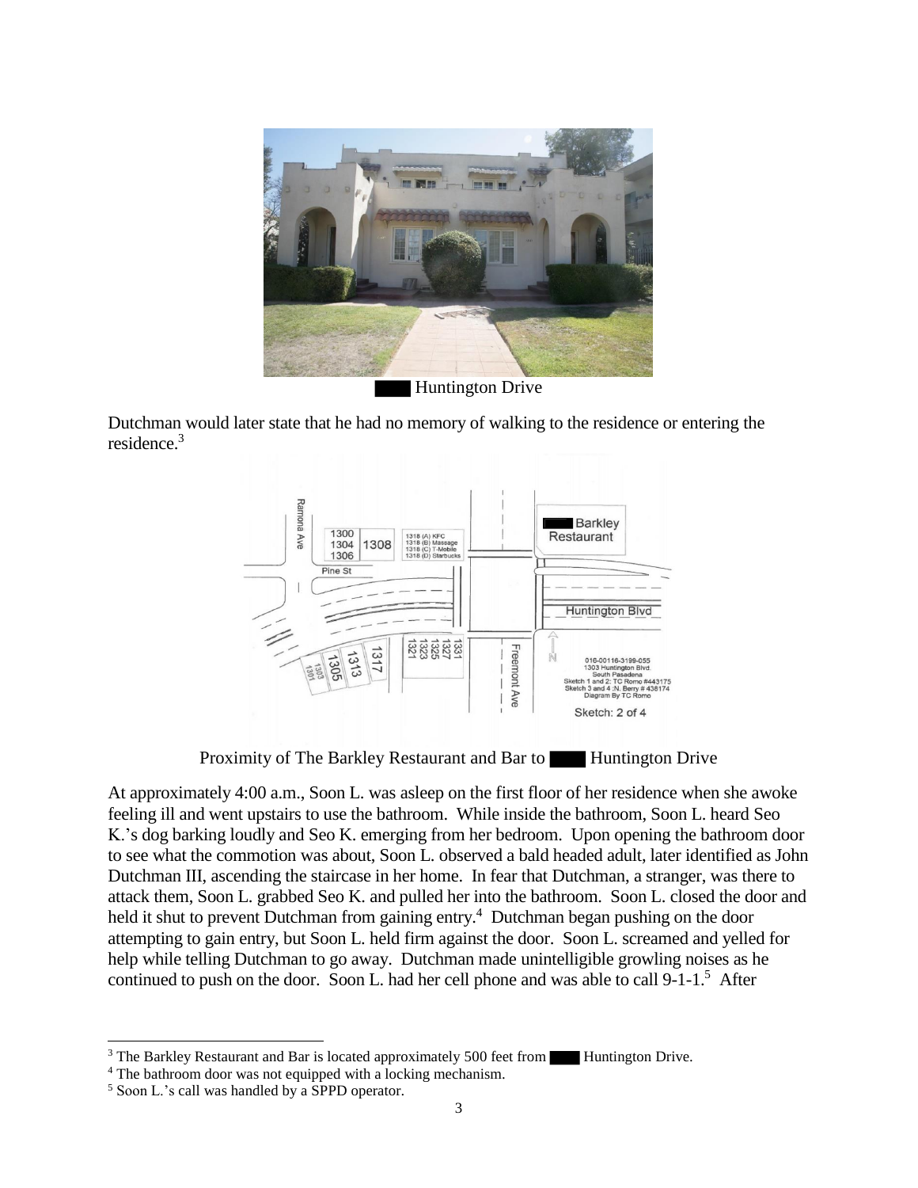█████ Huntington Drive

Dutchman would later state that he had no memory of walking to the residence or entering the residence.[3]

Proximity of The Barkley Restaurant and Bar to █████ Huntington Drive

At approximately 4:00 a.m., Soon L. was asleep on the first floor of her residence when she awoke feeling ill and went upstairs to use the bathroom. While inside the bathroom, Soon L. heard Seo K.'s dog barking loudly and Seo K. emerging from her bedroom. Upon opening the bathroom door to see what the commotion was about, Soon L. observed a bald headed adult, later identified as John Dutchman III, ascending the staircase in her home. In fear that Dutchman, a stranger, was there to attack them, Soon L. grabbed Seo K. and pulled her into the bathroom. Soon L. closed the door and held it shut to prevent Dutchman from gaining entry.[4] Dutchman began pushing on the door attempting to gain entry, but Soon L. held firm against the door. Soon L. screamed and yelled for help while telling Dutchman to go away. Dutchman made unintelligible growling noises as he continued to push on the door. Soon L. had her cell phone and was able to call 9-1-1.[5] After

---

[3] The Barkley Restaurant and Bar is located approximately 500 feet from █████ Huntington Drive.

[4] The bathroom door was not equipped with a locking mechanism.

[5] Soon L.'s call was handled by a SPPD operator.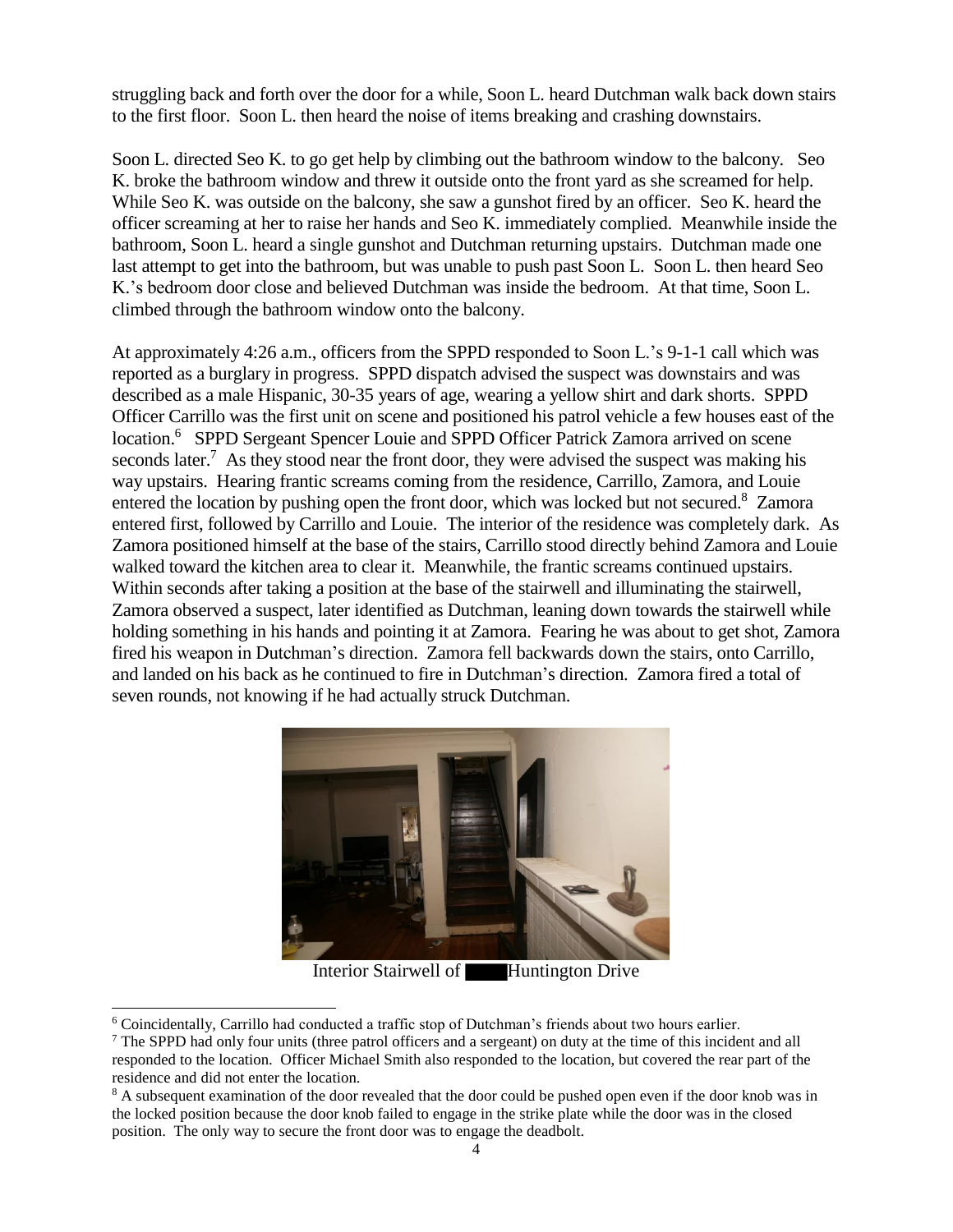struggling back and forth over the door for a while, Soon L. heard Dutchman walk back down stairs to the first floor. Soon L. then heard the noise of items breaking and crashing downstairs.

Soon L. directed Seo K. to go get help by climbing out the bathroom window to the balcony. Seo K. broke the bathroom window and threw it outside onto the front yard as she screamed for help. While Seo K. was outside on the balcony, she saw a gunshot fired by an officer. Seo K. heard the officer screaming at her to raise her hands and Seo K. immediately complied. Meanwhile inside the bathroom, Soon L. heard a single gunshot and Dutchman returning upstairs. Dutchman made one last attempt to get into the bathroom, but was unable to push past Soon L. Soon L. then heard Seo K.'s bedroom door close and believed Dutchman was inside the bedroom. At that time, Soon L. climbed through the bathroom window onto the balcony.

At approximately 4:26 a.m., officers from the SPPD responded to Soon L.'s 9-1-1 call which was reported as a burglary in progress. SPPD dispatch advised the suspect was downstairs and was described as a male Hispanic, 30-35 years of age, wearing a yellow shirt and dark shorts. SPPD Officer Carrillo was the first unit on scene and positioned his patrol vehicle a few houses east of the location.[6] SPPD Sergeant Spencer Louie and SPPD Officer Patrick Zamora arrived on scene seconds later.[7] As they stood near the front door, they were advised the suspect was making his way upstairs. Hearing frantic screams coming from the residence, Carrillo, Zamora, and Louie entered the location by pushing open the front door, which was locked but not secured.[8] Zamora entered first, followed by Carrillo and Louie. The interior of the residence was completely dark. As Zamora positioned himself at the base of the stairs, Carrillo stood directly behind Zamora and Louie walked toward the kitchen area to clear it. Meanwhile, the frantic screams continued upstairs. Within seconds after taking a position at the base of the stairwell and illuminating the stairwell, Zamora observed a suspect, later identified as Dutchman, leaning down towards the stairwell while holding something in his hands and pointing it at Zamora. Fearing he was about to get shot, Zamora fired his weapon in Dutchman's direction. Zamora fell backwards down the stairs, onto Carrillo, and landed on his back as he continued to fire in Dutchman's direction. Zamora fired a total of seven rounds, not knowing if he had actually struck Dutchman.

Interior Stairwell of ████ Huntington Drive

---

[6] Coincidentally, Carrillo had conducted a traffic stop of Dutchman's friends about two hours earlier.

[7] The SPPD had only four units (three patrol officers and a sergeant) on duty at the time of this incident and all responded to the location. Officer Michael Smith also responded to the location, but covered the rear part of the residence and did not enter the location.

[8] A subsequent examination of the door revealed that the door could be pushed open even if the door knob was in the locked position because the door knob failed to engage in the strike plate while the door was in the closed position. The only way to secure the front door was to engage the deadbolt.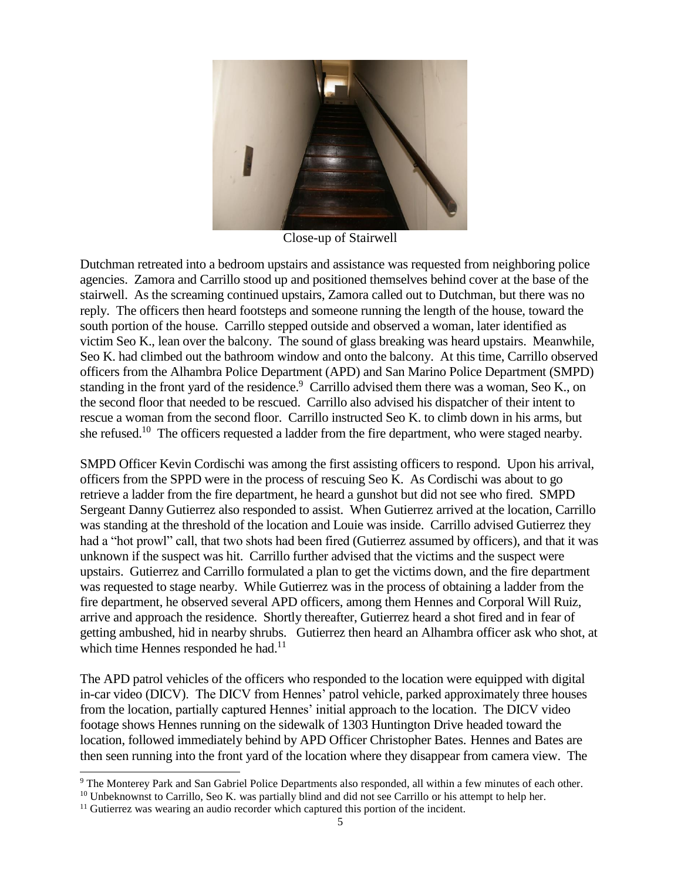Close-up of Stairwell

Dutchman retreated into a bedroom upstairs and assistance was requested from neighboring police agencies. Zamora and Carrillo stood up and positioned themselves behind cover at the base of the stairwell. As the screaming continued upstairs, Zamora called out to Dutchman, but there was no reply. The officers then heard footsteps and someone running the length of the house, toward the south portion of the house. Carrillo stepped outside and observed a woman, later identified as victim Seo K., lean over the balcony. The sound of glass breaking was heard upstairs. Meanwhile, Seo K. had climbed out the bathroom window and onto the balcony. At this time, Carrillo observed officers from the Alhambra Police Department (APD) and San Marino Police Department (SMPD) standing in the front yard of the residence.[9] Carrillo advised them there was a woman, Seo K., on the second floor that needed to be rescued. Carrillo also advised his dispatcher of their intent to rescue a woman from the second floor. Carrillo instructed Seo K. to climb down in his arms, but she refused.[10] The officers requested a ladder from the fire department, who were staged nearby.

SMPD Officer Kevin Cordischi was among the first assisting officers to respond. Upon his arrival, officers from the SPPD were in the process of rescuing Seo K. As Cordischi was about to go retrieve a ladder from the fire department, he heard a gunshot but did not see who fired. SMPD Sergeant Danny Gutierrez also responded to assist. When Gutierrez arrived at the location, Carrillo was standing at the threshold of the location and Louie was inside. Carrillo advised Gutierrez they had a "hot prowl" call, that two shots had been fired (Gutierrez assumed by officers), and that it was unknown if the suspect was hit. Carrillo further advised that the victims and the suspect were upstairs. Gutierrez and Carrillo formulated a plan to get the victims down, and the fire department was requested to stage nearby. While Gutierrez was in the process of obtaining a ladder from the fire department, he observed several APD officers, among them Hennes and Corporal Will Ruiz, arrive and approach the residence. Shortly thereafter, Gutierrez heard a shot fired and in fear of getting ambushed, hid in nearby shrubs. Gutierrez then heard an Alhambra officer ask who shot, at which time Hennes responded he had.[11]

The APD patrol vehicles of the officers who responded to the location were equipped with digital in-car video (DICV). The DICV from Hennes' patrol vehicle, parked approximately three houses from the location, partially captured Hennes' initial approach to the location. The DICV video footage shows Hennes running on the sidewalk of 1303 Huntington Drive headed toward the location, followed immediately behind by APD Officer Christopher Bates. Hennes and Bates are then seen running into the front yard of the location where they disappear from camera view. The

[9] The Monterey Park and San Gabriel Police Departments also responded, all within a few minutes of each other.

[10] Unbeknownst to Carrillo, Seo K. was partially blind and did not see Carrillo or his attempt to help her.

[11] Gutierrez was wearing an audio recorder which captured this portion of the incident.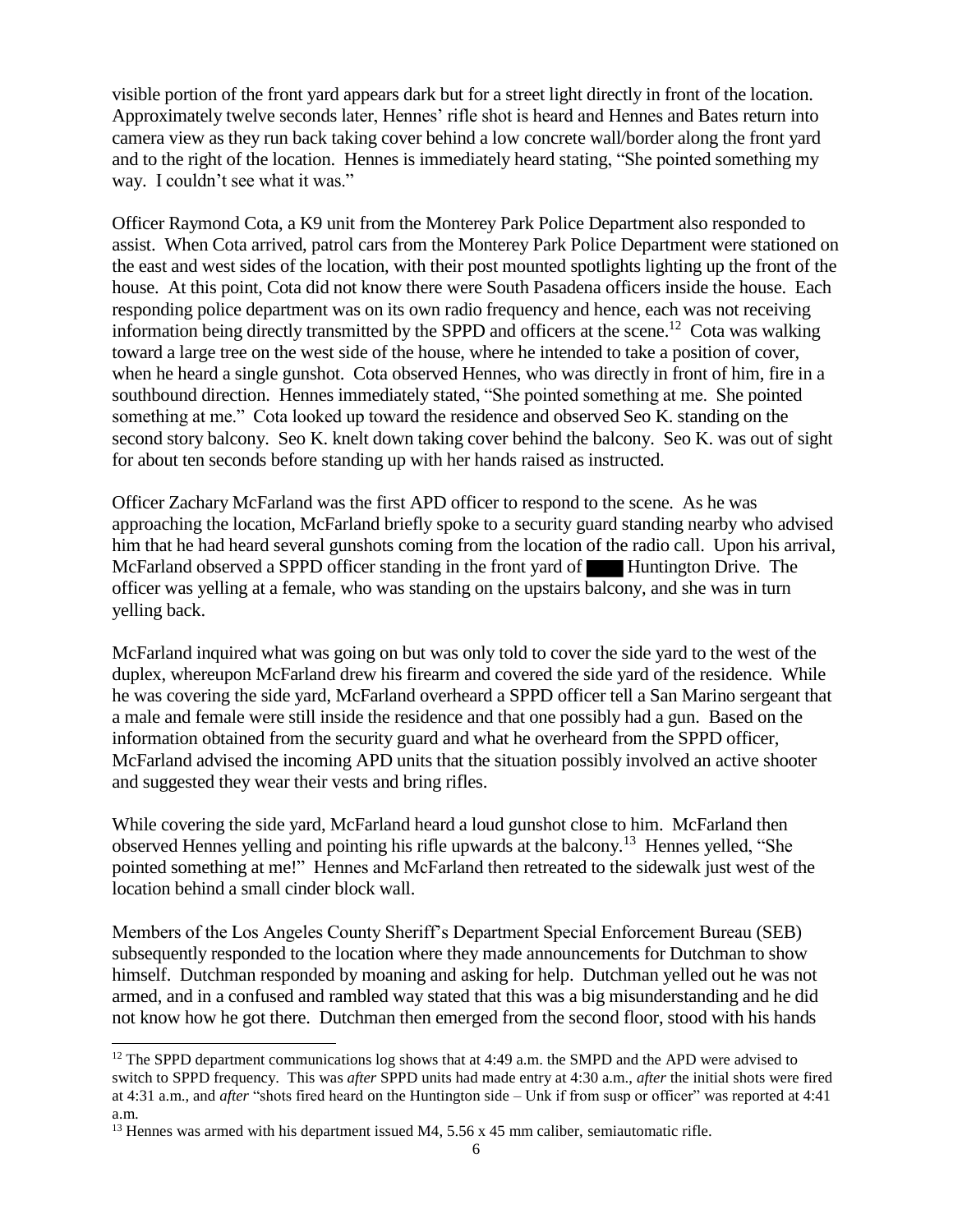visible portion of the front yard appears dark but for a street light directly in front of the location. Approximately twelve seconds later, Hennes' rifle shot is heard and Hennes and Bates return into camera view as they run back taking cover behind a low concrete wall/border along the front yard and to the right of the location. Hennes is immediately heard stating, "She pointed something my way. I couldn't see what it was."

Officer Raymond Cota, a K9 unit from the Monterey Park Police Department also responded to assist. When Cota arrived, patrol cars from the Monterey Park Police Department were stationed on the east and west sides of the location, with their post mounted spotlights lighting up the front of the house. At this point, Cota did not know there were South Pasadena officers inside the house. Each responding police department was on its own radio frequency and hence, each was not receiving information being directly transmitted by the SPPD and officers at the scene.[12] Cota was walking toward a large tree on the west side of the house, where he intended to take a position of cover, when he heard a single gunshot. Cota observed Hennes, who was directly in front of him, fire in a southbound direction. Hennes immediately stated, "She pointed something at me. She pointed something at me." Cota looked up toward the residence and observed Seo K. standing on the second story balcony. Seo K. knelt down taking cover behind the balcony. Seo K. was out of sight for about ten seconds before standing up with her hands raised as instructed.

Officer Zachary McFarland was the first APD officer to respond to the scene. As he was approaching the location, McFarland briefly spoke to a security guard standing nearby who advised him that he had heard several gunshots coming from the location of the radio call. Upon his arrival, McFarland observed a SPPD officer standing in the front yard of ████ Huntington Drive. The officer was yelling at a female, who was standing on the upstairs balcony, and she was in turn yelling back.

McFarland inquired what was going on but was only told to cover the side yard to the west of the duplex, whereupon McFarland drew his firearm and covered the side yard of the residence. While he was covering the side yard, McFarland overheard a SPPD officer tell a San Marino sergeant that a male and female were still inside the residence and that one possibly had a gun. Based on the information obtained from the security guard and what he overheard from the SPPD officer, McFarland advised the incoming APD units that the situation possibly involved an active shooter and suggested they wear their vests and bring rifles.

While covering the side yard, McFarland heard a loud gunshot close to him. McFarland then observed Hennes yelling and pointing his rifle upwards at the balcony.[13] Hennes yelled, "She pointed something at me!" Hennes and McFarland then retreated to the sidewalk just west of the location behind a small cinder block wall.

Members of the Los Angeles County Sheriff's Department Special Enforcement Bureau (SEB) subsequently responded to the location where they made announcements for Dutchman to show himself. Dutchman responded by moaning and asking for help. Dutchman yelled out he was not armed, and in a confused and rambled way stated that this was a big misunderstanding and he did not know how he got there. Dutchman then emerged from the second floor, stood with his hands

---

[12] The SPPD department communications log shows that at 4:49 a.m. the SMPD and the APD were advised to switch to SPPD frequency. This was *after* SPPD units had made entry at 4:30 a.m., *after* the initial shots were fired at 4:31 a.m., and *after* "shots fired heard on the Huntington side – Unk if from susp or officer" was reported at 4:41 a.m.

[13] Hennes was armed with his department issued M4, 5.56 x 45 mm caliber, semiautomatic rifle.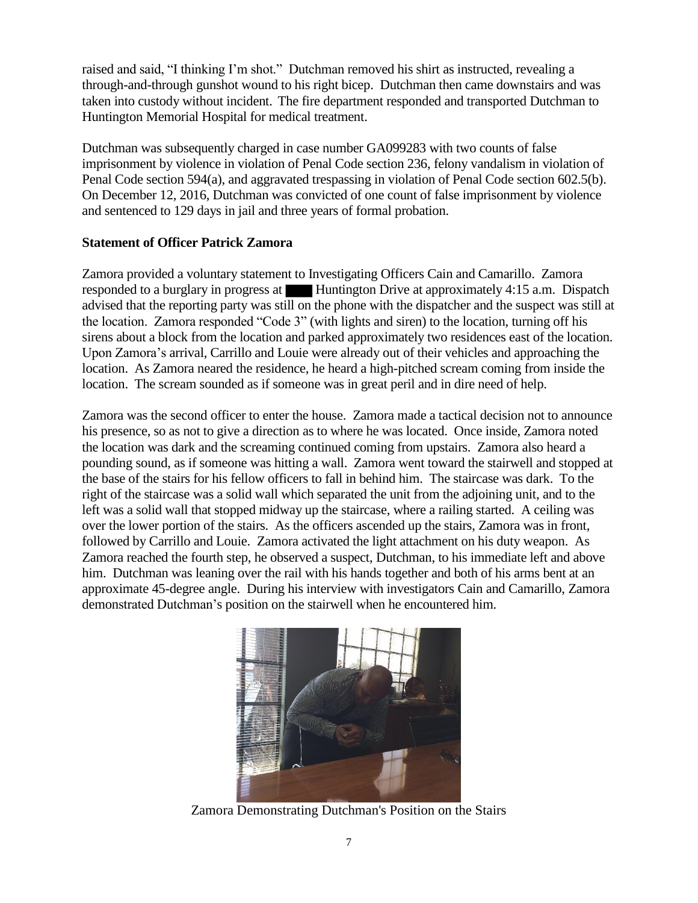raised and said, "I thinking I'm shot." Dutchman removed his shirt as instructed, revealing a through-and-through gunshot wound to his right bicep. Dutchman then came downstairs and was taken into custody without incident. The fire department responded and transported Dutchman to Huntington Memorial Hospital for medical treatment.

Dutchman was subsequently charged in case number GA099283 with two counts of false imprisonment by violence in violation of Penal Code section 236, felony vandalism in violation of Penal Code section 594(a), and aggravated trespassing in violation of Penal Code section 602.5(b). On December 12, 2016, Dutchman was convicted of one count of false imprisonment by violence and sentenced to 129 days in jail and three years of formal probation.

**Statement of Officer Patrick Zamora**

Zamora provided a voluntary statement to Investigating Officers Cain and Camarillo. Zamora responded to a burglary in progress at ████ Huntington Drive at approximately 4:15 a.m. Dispatch advised that the reporting party was still on the phone with the dispatcher and the suspect was still at the location. Zamora responded "Code 3" (with lights and siren) to the location, turning off his sirens about a block from the location and parked approximately two residences east of the location. Upon Zamora's arrival, Carrillo and Louie were already out of their vehicles and approaching the location. As Zamora neared the residence, he heard a high-pitched scream coming from inside the location. The scream sounded as if someone was in great peril and in dire need of help.

Zamora was the second officer to enter the house. Zamora made a tactical decision not to announce his presence, so as not to give a direction as to where he was located. Once inside, Zamora noted the location was dark and the screaming continued coming from upstairs. Zamora also heard a pounding sound, as if someone was hitting a wall. Zamora went toward the stairwell and stopped at the base of the stairs for his fellow officers to fall in behind him. The staircase was dark. To the right of the staircase was a solid wall which separated the unit from the adjoining unit, and to the left was a solid wall that stopped midway up the staircase, where a railing started. A ceiling was over the lower portion of the stairs. As the officers ascended up the stairs, Zamora was in front, followed by Carrillo and Louie. Zamora activated the light attachment on his duty weapon. As Zamora reached the fourth step, he observed a suspect, Dutchman, to his immediate left and above him. Dutchman was leaning over the rail with his hands together and both of his arms bent at an approximate 45-degree angle. During his interview with investigators Cain and Camarillo, Zamora demonstrated Dutchman's position on the stairwell when he encountered him.

Zamora Demonstrating Dutchman's Position on the Stairs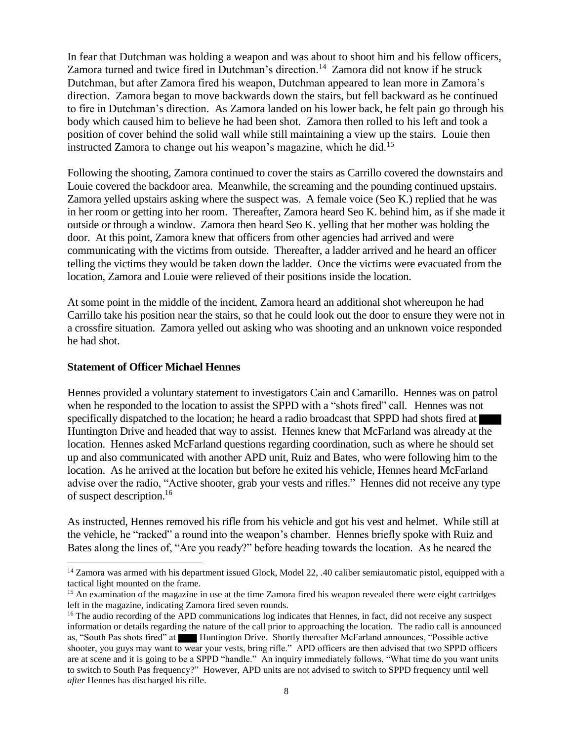In fear that Dutchman was holding a weapon and was about to shoot him and his fellow officers, Zamora turned and twice fired in Dutchman's direction.[14] Zamora did not know if he struck Dutchman, but after Zamora fired his weapon, Dutchman appeared to lean more in Zamora's direction. Zamora began to move backwards down the stairs, but fell backward as he continued to fire in Dutchman's direction. As Zamora landed on his lower back, he felt pain go through his body which caused him to believe he had been shot. Zamora then rolled to his left and took a position of cover behind the solid wall while still maintaining a view up the stairs. Louie then instructed Zamora to change out his weapon's magazine, which he did.[15]

Following the shooting, Zamora continued to cover the stairs as Carrillo covered the downstairs and Louie covered the backdoor area. Meanwhile, the screaming and the pounding continued upstairs. Zamora yelled upstairs asking where the suspect was. A female voice (Seo K.) replied that he was in her room or getting into her room. Thereafter, Zamora heard Seo K. behind him, as if she made it outside or through a window. Zamora then heard Seo K. yelling that her mother was holding the door. At this point, Zamora knew that officers from other agencies had arrived and were communicating with the victims from outside. Thereafter, a ladder arrived and he heard an officer telling the victims they would be taken down the ladder. Once the victims were evacuated from the location, Zamora and Louie were relieved of their positions inside the location.

At some point in the middle of the incident, Zamora heard an additional shot whereupon he had Carrillo take his position near the stairs, so that he could look out the door to ensure they were not in a crossfire situation. Zamora yelled out asking who was shooting and an unknown voice responded he had shot.

**Statement of Officer Michael Hennes**

Hennes provided a voluntary statement to investigators Cain and Camarillo. Hennes was on patrol when he responded to the location to assist the SPPD with a "shots fired" call. Hennes was not specifically dispatched to the location; he heard a radio broadcast that SPPD had shots fired at ████ Huntington Drive and headed that way to assist. Hennes knew that McFarland was already at the location. Hennes asked McFarland questions regarding coordination, such as where he should set up and also communicated with another APD unit, Ruiz and Bates, who were following him to the location. As he arrived at the location but before he exited his vehicle, Hennes heard McFarland advise over the radio, "Active shooter, grab your vests and rifles." Hennes did not receive any type of suspect description.[16]

As instructed, Hennes removed his rifle from his vehicle and got his vest and helmet. While still at the vehicle, he "racked" a round into the weapon's chamber. Hennes briefly spoke with Ruiz and Bates along the lines of, "Are you ready?" before heading towards the location. As he neared the

---

[14] Zamora was armed with his department issued Glock, Model 22, .40 caliber semiautomatic pistol, equipped with a tactical light mounted on the frame.

[15] An examination of the magazine in use at the time Zamora fired his weapon revealed there were eight cartridges left in the magazine, indicating Zamora fired seven rounds.

[16] The audio recording of the APD communications log indicates that Hennes, in fact, did not receive any suspect information or details regarding the nature of the call prior to approaching the location. The radio call is announced as, "South Pas shots fired" at ████ Huntington Drive. Shortly thereafter McFarland announces, "Possible active shooter, you guys may want to wear your vests, bring rifle." APD officers are then advised that two SPPD officers are at scene and it is going to be a SPPD "handle." An inquiry immediately follows, "What time do you want units to switch to South Pas frequency?" However, APD units are not advised to switch to SPPD frequency until well *after* Hennes has discharged his rifle.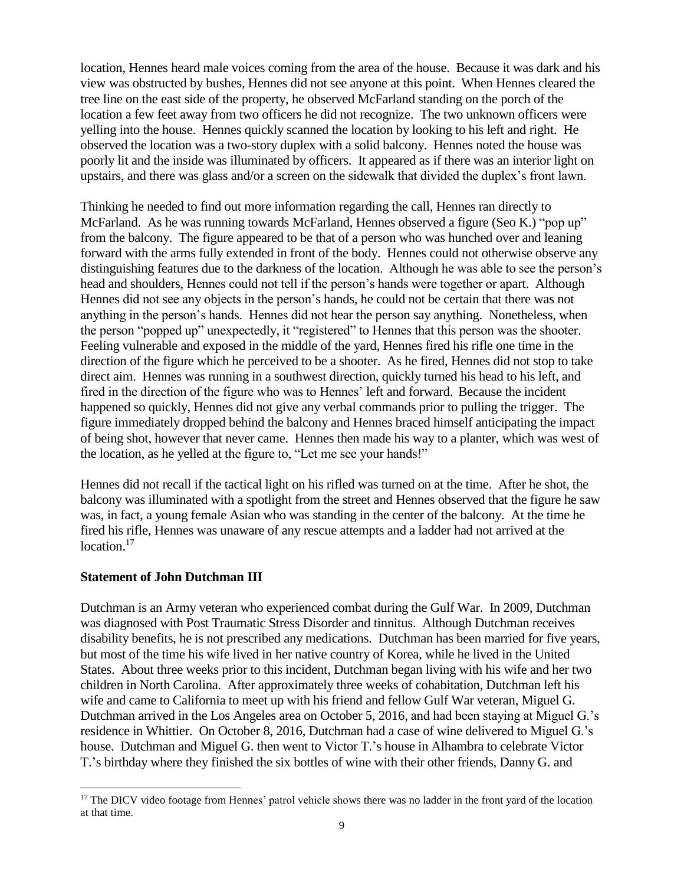location, Hennes heard male voices coming from the area of the house. Because it was dark and his view was obstructed by bushes, Hennes did not see anyone at this point. When Hennes cleared the tree line on the east side of the property, he observed McFarland standing on the porch of the location a few feet away from two officers he did not recognize. The two unknown officers were yelling into the house. Hennes quickly scanned the location by looking to his left and right. He observed the location was a two-story duplex with a solid balcony. Hennes noted the house was poorly lit and the inside was illuminated by officers. It appeared as if there was an interior light on upstairs, and there was glass and/or a screen on the sidewalk that divided the duplex's front lawn.

Thinking he needed to find out more information regarding the call, Hennes ran directly to McFarland. As he was running towards McFarland, Hennes observed a figure (Seo K.) "pop up" from the balcony. The figure appeared to be that of a person who was hunched over and leaning forward with the arms fully extended in front of the body. Hennes could not otherwise observe any distinguishing features due to the darkness of the location. Although he was able to see the person's head and shoulders, Hennes could not tell if the person's hands were together or apart. Although Hennes did not see any objects in the person's hands, he could not be certain that there was not anything in the person's hands. Hennes did not hear the person say anything. Nonetheless, when the person "popped up" unexpectedly, it "registered" to Hennes that this person was the shooter. Feeling vulnerable and exposed in the middle of the yard, Hennes fired his rifle one time in the direction of the figure which he perceived to be a shooter. As he fired, Hennes did not stop to take direct aim. Hennes was running in a southwest direction, quickly turned his head to his left, and fired in the direction of the figure who was to Hennes' left and forward. Because the incident happened so quickly, Hennes did not give any verbal commands prior to pulling the trigger. The figure immediately dropped behind the balcony and Hennes braced himself anticipating the impact of being shot, however that never came. Hennes then made his way to a planter, which was west of the location, as he yelled at the figure to, "Let me see your hands!"

Hennes did not recall if the tactical light on his rifled was turned on at the time. After he shot, the balcony was illuminated with a spotlight from the street and Hennes observed that the figure he saw was, in fact, a young female Asian who was standing in the center of the balcony. At the time he fired his rifle, Hennes was unaware of any rescue attempts and a ladder had not arrived at the location.[17]

**Statement of John Dutchman III**

Dutchman is an Army veteran who experienced combat during the Gulf War. In 2009, Dutchman was diagnosed with Post Traumatic Stress Disorder and tinnitus. Although Dutchman receives disability benefits, he is not prescribed any medications. Dutchman has been married for five years, but most of the time his wife lived in her native country of Korea, while he lived in the United States. About three weeks prior to this incident, Dutchman began living with his wife and her two children in North Carolina. After approximately three weeks of cohabitation, Dutchman left his wife and came to California to meet up with his friend and fellow Gulf War veteran, Miguel G. Dutchman arrived in the Los Angeles area on October 5, 2016, and had been staying at Miguel G.'s residence in Whittier. On October 8, 2016, Dutchman had a case of wine delivered to Miguel G.'s house. Dutchman and Miguel G. then went to Victor T.'s house in Alhambra to celebrate Victor T.'s birthday where they finished the six bottles of wine with their other friends, Danny G. and

---

[17] The DICV video footage from Hennes' patrol vehicle shows there was no ladder in the front yard of the location at that time.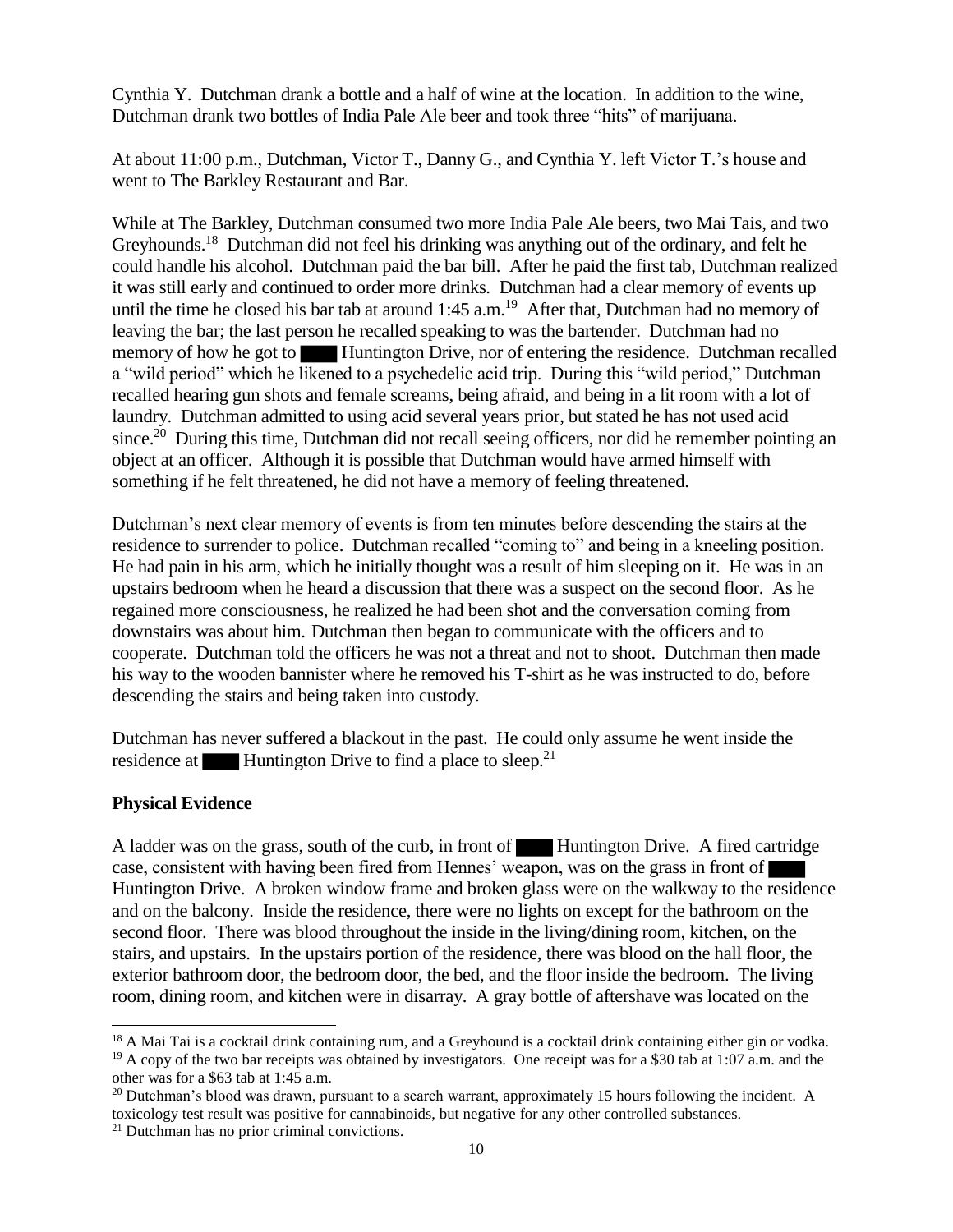Cynthia Y. Dutchman drank a bottle and a half of wine at the location. In addition to the wine, Dutchman drank two bottles of India Pale Ale beer and took three "hits" of marijuana.

At about 11:00 p.m., Dutchman, Victor T., Danny G., and Cynthia Y. left Victor T.'s house and went to The Barkley Restaurant and Bar.

While at The Barkley, Dutchman consumed two more India Pale Ale beers, two Mai Tais, and two Greyhounds.[18] Dutchman did not feel his drinking was anything out of the ordinary, and felt he could handle his alcohol. Dutchman paid the bar bill. After he paid the first tab, Dutchman realized it was still early and continued to order more drinks. Dutchman had a clear memory of events up until the time he closed his bar tab at around 1:45 a.m.[19] After that, Dutchman had no memory of leaving the bar; the last person he recalled speaking to was the bartender. Dutchman had no memory of how he got to ████ Huntington Drive, nor of entering the residence. Dutchman recalled a "wild period" which he likened to a psychedelic acid trip. During this "wild period," Dutchman recalled hearing gun shots and female screams, being afraid, and being in a lit room with a lot of laundry. Dutchman admitted to using acid several years prior, but stated he has not used acid since.[20] During this time, Dutchman did not recall seeing officers, nor did he remember pointing an object at an officer. Although it is possible that Dutchman would have armed himself with something if he felt threatened, he did not have a memory of feeling threatened.

Dutchman's next clear memory of events is from ten minutes before descending the stairs at the residence to surrender to police. Dutchman recalled "coming to" and being in a kneeling position. He had pain in his arm, which he initially thought was a result of him sleeping on it. He was in an upstairs bedroom when he heard a discussion that there was a suspect on the second floor. As he regained more consciousness, he realized he had been shot and the conversation coming from downstairs was about him. Dutchman then began to communicate with the officers and to cooperate. Dutchman told the officers he was not a threat and not to shoot. Dutchman then made his way to the wooden bannister where he removed his T-shirt as he was instructed to do, before descending the stairs and being taken into custody.

Dutchman has never suffered a blackout in the past. He could only assume he went inside the residence at ████ Huntington Drive to find a place to sleep.[21]

### Physical Evidence

A ladder was on the grass, south of the curb, in front of ████ Huntington Drive. A fired cartridge case, consistent with having been fired from Hennes' weapon, was on the grass in front of ████ Huntington Drive. A broken window frame and broken glass were on the walkway to the residence and on the balcony. Inside the residence, there were no lights on except for the bathroom on the second floor. There was blood throughout the inside in the living/dining room, kitchen, on the stairs, and upstairs. In the upstairs portion of the residence, there was blood on the hall floor, the exterior bathroom door, the bedroom door, the bed, and the floor inside the bedroom. The living room, dining room, and kitchen were in disarray. A gray bottle of aftershave was located on the

---

[18] A Mai Tai is a cocktail drink containing rum, and a Greyhound is a cocktail drink containing either gin or vodka.

[19] A copy of the two bar receipts was obtained by investigators. One receipt was for a $30 tab at 1:07 a.m. and the other was for a $63 tab at 1:45 a.m.

[20] Dutchman's blood was drawn, pursuant to a search warrant, approximately 15 hours following the incident. A toxicology test result was positive for cannabinoids, but negative for any other controlled substances.

[21] Dutchman has no prior criminal convictions.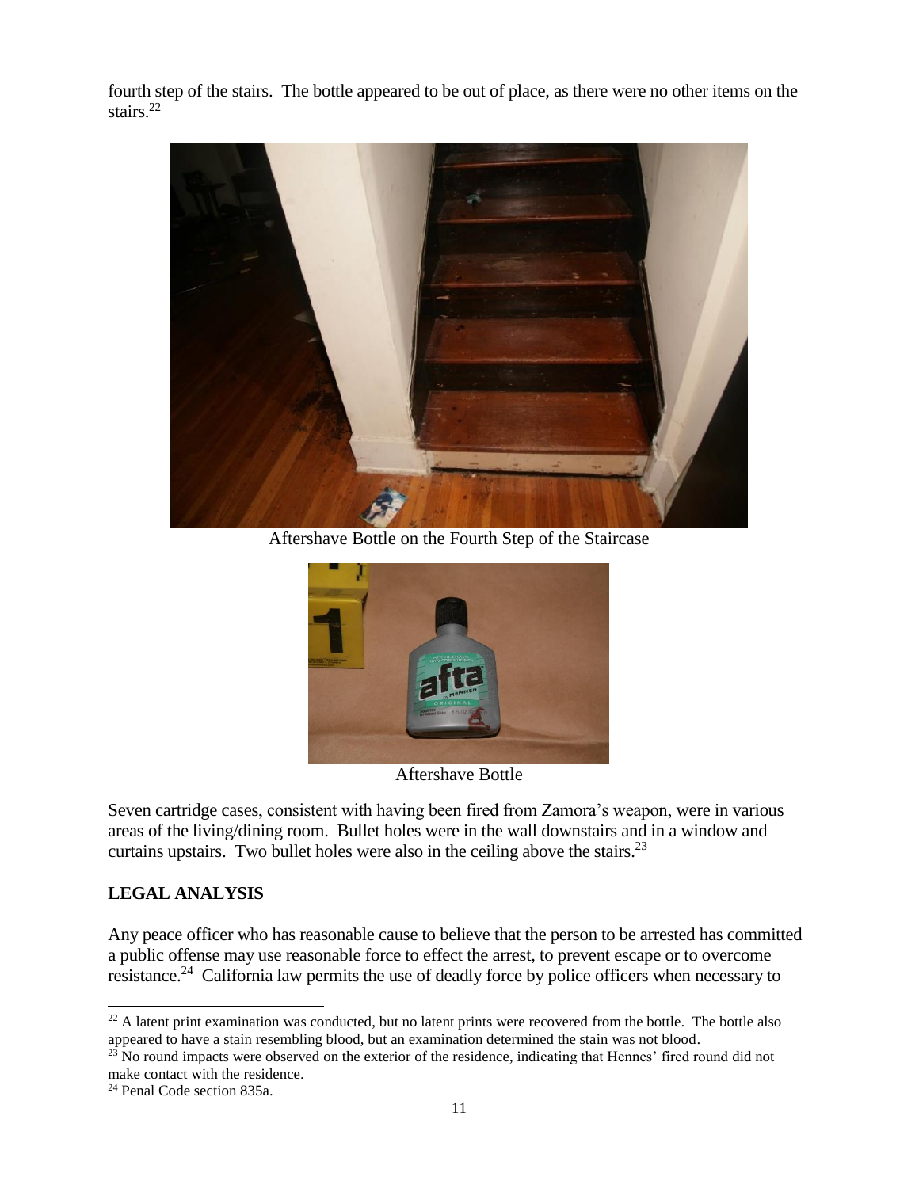fourth step of the stairs. The bottle appeared to be out of place, as there were no other items on the stairs.[22]

Aftershave Bottle on the Fourth Step of the Staircase

Aftershave Bottle

Seven cartridge cases, consistent with having been fired from Zamora's weapon, were in various areas of the living/dining room. Bullet holes were in the wall downstairs and in a window and curtains upstairs. Two bullet holes were also in the ceiling above the stairs.[23]

## LEGAL ANALYSIS

Any peace officer who has reasonable cause to believe that the person to be arrested has committed a public offense may use reasonable force to effect the arrest, to prevent escape or to overcome resistance.[24] California law permits the use of deadly force by police officers when necessary to

---

[22] A latent print examination was conducted, but no latent prints were recovered from the bottle. The bottle also appeared to have a stain resembling blood, but an examination determined the stain was not blood.

[23] No round impacts were observed on the exterior of the residence, indicating that Hennes' fired round did not make contact with the residence.

[24] Penal Code section 835a.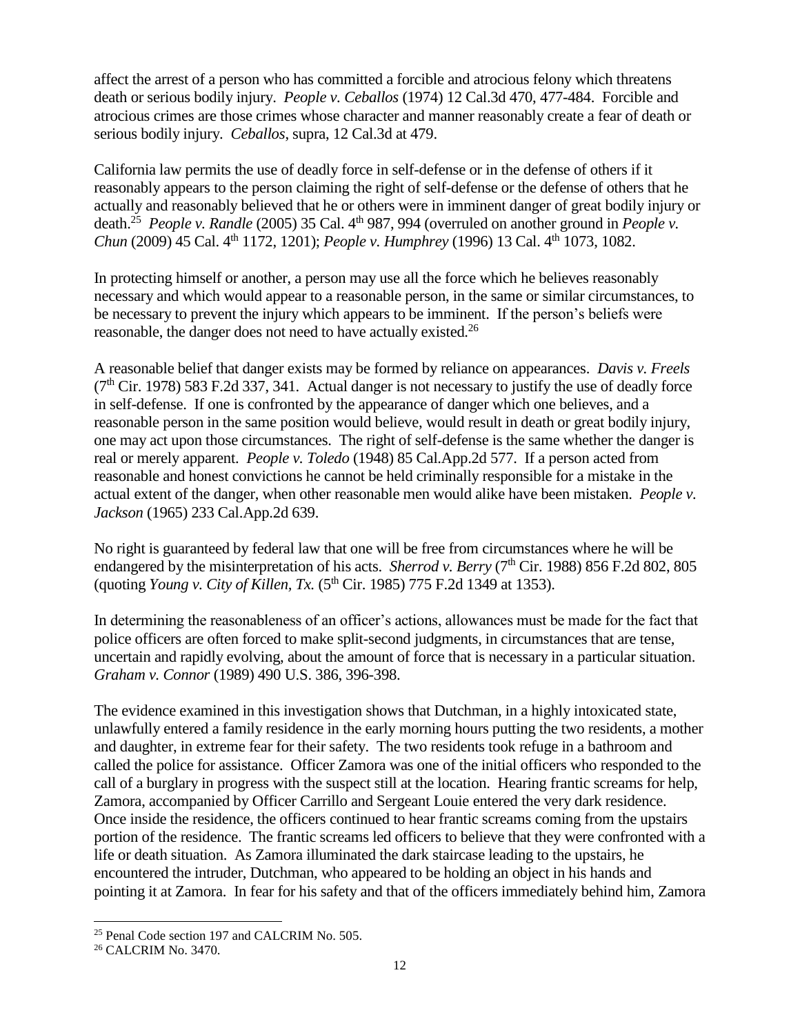affect the arrest of a person who has committed a forcible and atrocious felony which threatens death or serious bodily injury. *People v. Ceballos* (1974) 12 Cal.3d 470, 477-484. Forcible and atrocious crimes are those crimes whose character and manner reasonably create a fear of death or serious bodily injury. *Ceballos*, supra, 12 Cal.3d at 479.

California law permits the use of deadly force in self-defense or in the defense of others if it reasonably appears to the person claiming the right of self-defense or the defense of others that he actually and reasonably believed that he or others were in imminent danger of great bodily injury or death.[25] *People v. Randle* (2005) 35 Cal. 4th 987, 994 (overruled on another ground in *People v. Chun* (2009) 45 Cal. 4th 1172, 1201); *People v. Humphrey* (1996) 13 Cal. 4th 1073, 1082.

In protecting himself or another, a person may use all the force which he believes reasonably necessary and which would appear to a reasonable person, in the same or similar circumstances, to be necessary to prevent the injury which appears to be imminent. If the person's beliefs were reasonable, the danger does not need to have actually existed.[26]

A reasonable belief that danger exists may be formed by reliance on appearances. *Davis v. Freels* (7th Cir. 1978) 583 F.2d 337, 341. Actual danger is not necessary to justify the use of deadly force in self-defense. If one is confronted by the appearance of danger which one believes, and a reasonable person in the same position would believe, would result in death or great bodily injury, one may act upon those circumstances. The right of self-defense is the same whether the danger is real or merely apparent. *People v. Toledo* (1948) 85 Cal.App.2d 577. If a person acted from reasonable and honest convictions he cannot be held criminally responsible for a mistake in the actual extent of the danger, when other reasonable men would alike have been mistaken. *People v. Jackson* (1965) 233 Cal.App.2d 639.

No right is guaranteed by federal law that one will be free from circumstances where he will be endangered by the misinterpretation of his acts. *Sherrod v. Berry* (7th Cir. 1988) 856 F.2d 802, 805 (quoting *Young v. City of Killen, Tx.* (5th Cir. 1985) 775 F.2d 1349 at 1353).

In determining the reasonableness of an officer's actions, allowances must be made for the fact that police officers are often forced to make split-second judgments, in circumstances that are tense, uncertain and rapidly evolving, about the amount of force that is necessary in a particular situation. *Graham v. Connor* (1989) 490 U.S. 386, 396-398.

The evidence examined in this investigation shows that Dutchman, in a highly intoxicated state, unlawfully entered a family residence in the early morning hours putting the two residents, a mother and daughter, in extreme fear for their safety. The two residents took refuge in a bathroom and called the police for assistance. Officer Zamora was one of the initial officers who responded to the call of a burglary in progress with the suspect still at the location. Hearing frantic screams for help, Zamora, accompanied by Officer Carrillo and Sergeant Louie entered the very dark residence. Once inside the residence, the officers continued to hear frantic screams coming from the upstairs portion of the residence. The frantic screams led officers to believe that they were confronted with a life or death situation. As Zamora illuminated the dark staircase leading to the upstairs, he encountered the intruder, Dutchman, who appeared to be holding an object in his hands and pointing it at Zamora. In fear for his safety and that of the officers immediately behind him, Zamora

---

[25] Penal Code section 197 and CALCRIM No. 505.

[26] CALCRIM No. 3470.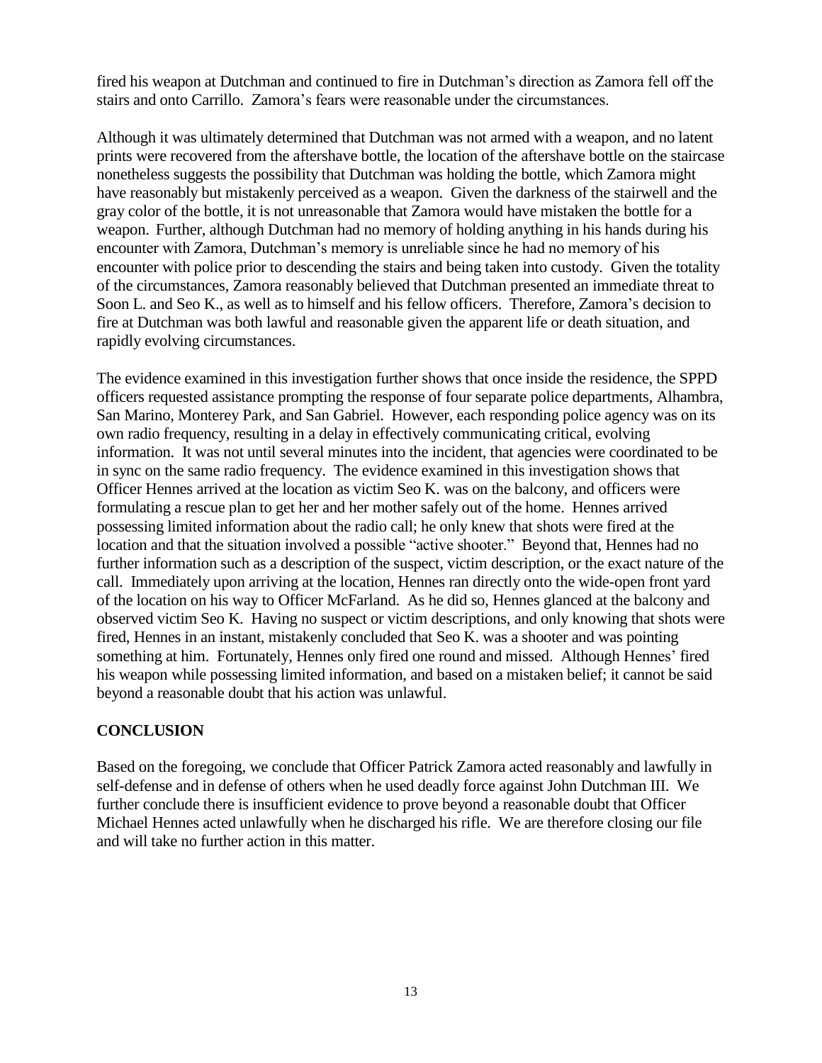fired his weapon at Dutchman and continued to fire in Dutchman's direction as Zamora fell off the stairs and onto Carrillo. Zamora's fears were reasonable under the circumstances.

Although it was ultimately determined that Dutchman was not armed with a weapon, and no latent prints were recovered from the aftershave bottle, the location of the aftershave bottle on the staircase nonetheless suggests the possibility that Dutchman was holding the bottle, which Zamora might have reasonably but mistakenly perceived as a weapon. Given the darkness of the stairwell and the gray color of the bottle, it is not unreasonable that Zamora would have mistaken the bottle for a weapon. Further, although Dutchman had no memory of holding anything in his hands during his encounter with Zamora, Dutchman's memory is unreliable since he had no memory of his encounter with police prior to descending the stairs and being taken into custody. Given the totality of the circumstances, Zamora reasonably believed that Dutchman presented an immediate threat to Soon L. and Seo K., as well as to himself and his fellow officers. Therefore, Zamora's decision to fire at Dutchman was both lawful and reasonable given the apparent life or death situation, and rapidly evolving circumstances.

The evidence examined in this investigation further shows that once inside the residence, the SPPD officers requested assistance prompting the response of four separate police departments, Alhambra, San Marino, Monterey Park, and San Gabriel. However, each responding police agency was on its own radio frequency, resulting in a delay in effectively communicating critical, evolving information. It was not until several minutes into the incident, that agencies were coordinated to be in sync on the same radio frequency. The evidence examined in this investigation shows that Officer Hennes arrived at the location as victim Seo K. was on the balcony, and officers were formulating a rescue plan to get her and her mother safely out of the home. Hennes arrived possessing limited information about the radio call; he only knew that shots were fired at the location and that the situation involved a possible "active shooter." Beyond that, Hennes had no further information such as a description of the suspect, victim description, or the exact nature of the call. Immediately upon arriving at the location, Hennes ran directly onto the wide-open front yard of the location on his way to Officer McFarland. As he did so, Hennes glanced at the balcony and observed victim Seo K. Having no suspect or victim descriptions, and only knowing that shots were fired, Hennes in an instant, mistakenly concluded that Seo K. was a shooter and was pointing something at him. Fortunately, Hennes only fired one round and missed. Although Hennes' fired his weapon while possessing limited information, and based on a mistaken belief; it cannot be said beyond a reasonable doubt that his action was unlawful.

## CONCLUSION

Based on the foregoing, we conclude that Officer Patrick Zamora acted reasonably and lawfully in self-defense and in defense of others when he used deadly force against John Dutchman III. We further conclude there is insufficient evidence to prove beyond a reasonable doubt that Officer Michael Hennes acted unlawfully when he discharged his rifle. We are therefore closing our file and will take no further action in this matter.